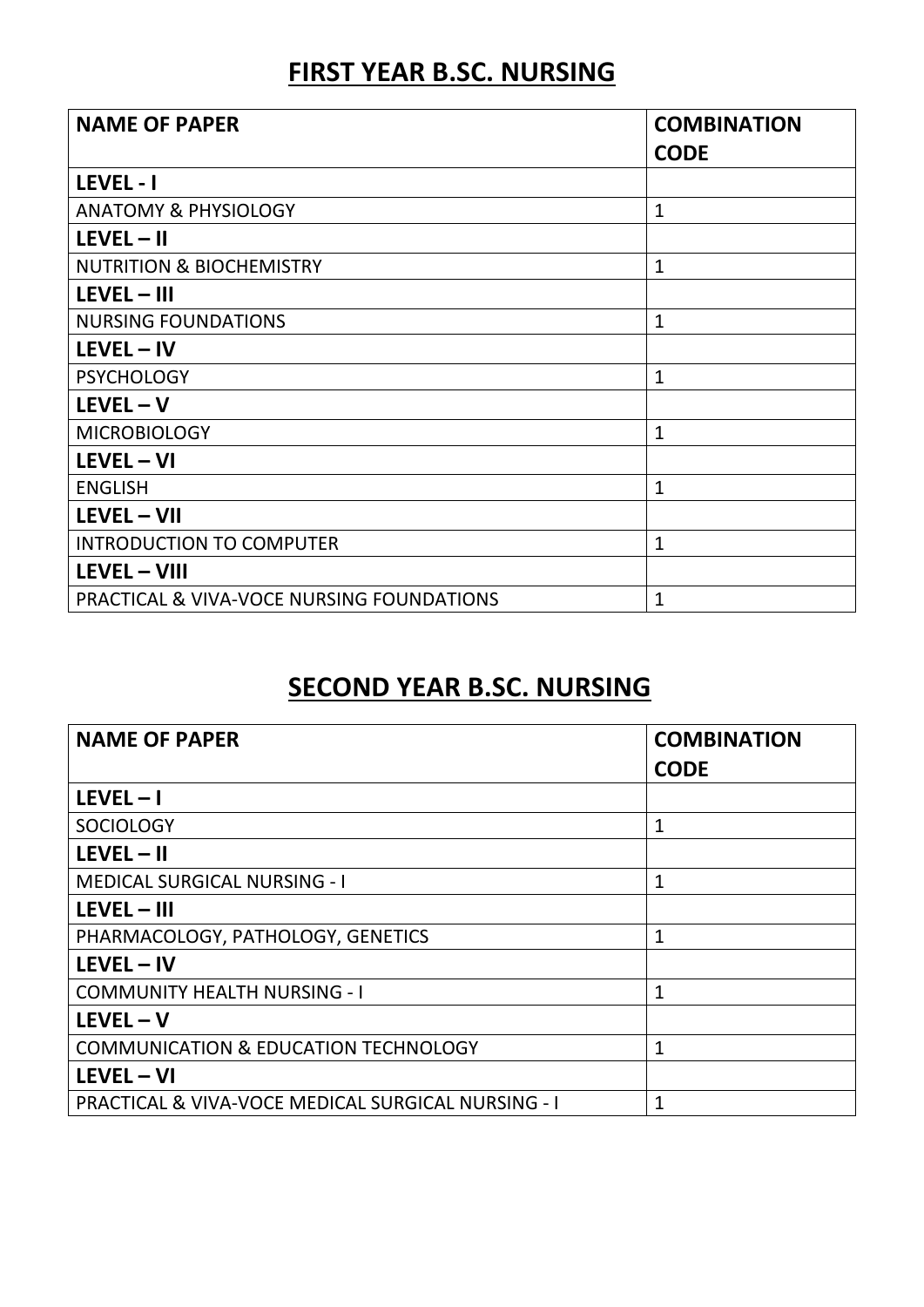# FIRST YEAR B.SC. NURSING

| NAME OF PAPER | COMBINATION CODE |
|---|---|
| **LEVEL - I** | |
| ANATOMY & PHYSIOLOGY | 1 |
| **LEVEL – II** | |
| NUTRITION & BIOCHEMISTRY | 1 |
| **LEVEL – III** | |
| NURSING FOUNDATIONS | 1 |
| **LEVEL – IV** | |
| PSYCHOLOGY | 1 |
| **LEVEL – V** | |
| MICROBIOLOGY | 1 |
| **LEVEL – VI** | |
| ENGLISH | 1 |
| **LEVEL – VII** | |
| INTRODUCTION TO COMPUTER | 1 |
| **LEVEL – VIII** | |
| PRACTICAL & VIVA-VOCE NURSING FOUNDATIONS | 1 |

# SECOND YEAR B.SC. NURSING

| NAME OF PAPER | COMBINATION CODE |
|---|---|
| **LEVEL – I** | |
| SOCIOLOGY | 1 |
| **LEVEL – II** | |
| MEDICAL SURGICAL NURSING - I | 1 |
| **LEVEL – III** | |
| PHARMACOLOGY, PATHOLOGY, GENETICS | 1 |
| **LEVEL – IV** | |
| COMMUNITY HEALTH NURSING - I | 1 |
| **LEVEL – V** | |
| COMMUNICATION & EDUCATION TECHNOLOGY | 1 |
| **LEVEL – VI** | |
| PRACTICAL & VIVA-VOCE MEDICAL SURGICAL NURSING - I | 1 |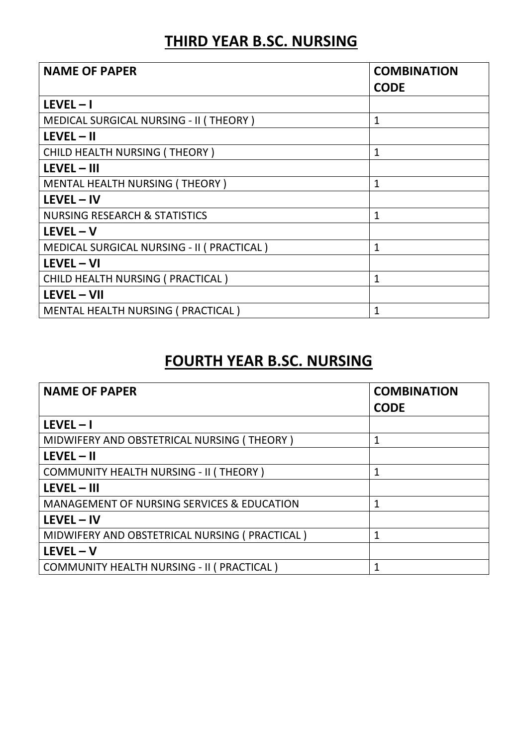## THIRD YEAR B.SC. NURSING

| NAME OF PAPER | COMBINATION CODE |
| --- | --- |
| **LEVEL – I** | |
| MEDICAL SURGICAL NURSING - II ( THEORY ) | 1 |
| **LEVEL – II** | |
| CHILD HEALTH NURSING ( THEORY ) | 1 |
| **LEVEL – III** | |
| MENTAL HEALTH NURSING ( THEORY ) | 1 |
| **LEVEL – IV** | |
| NURSING RESEARCH & STATISTICS | 1 |
| **LEVEL – V** | |
| MEDICAL SURGICAL NURSING - II ( PRACTICAL ) | 1 |
| **LEVEL – VI** | |
| CHILD HEALTH NURSING ( PRACTICAL ) | 1 |
| **LEVEL – VII** | |
| MENTAL HEALTH NURSING ( PRACTICAL ) | 1 |

## FOURTH YEAR B.SC. NURSING

| NAME OF PAPER | COMBINATION CODE |
| --- | --- |
| **LEVEL – I** | |
| MIDWIFERY AND OBSTETRICAL NURSING ( THEORY ) | 1 |
| **LEVEL – II** | |
| COMMUNITY HEALTH NURSING - II ( THEORY ) | 1 |
| **LEVEL – III** | |
| MANAGEMENT OF NURSING SERVICES & EDUCATION | 1 |
| **LEVEL – IV** | |
| MIDWIFERY AND OBSTETRICAL NURSING ( PRACTICAL ) | 1 |
| **LEVEL – V** | |
| COMMUNITY HEALTH NURSING - II ( PRACTICAL ) | 1 |